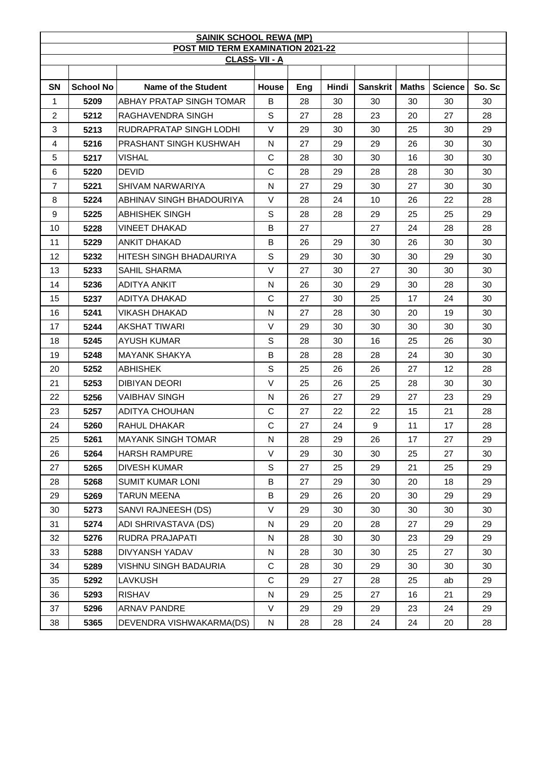# SAINIK SCHOOL REWA (MP)

## POST MID TERM EXAMINATION 2021-22

### CLASS- VII - A

| SN | School No | Name of the Student | House | Eng | Hindi | Sanskrit | Maths | Science | So. Sc |
|---|---|---|---|---|---|---|---|---|---|
| 1 | 5209 | ABHAY PRATAP SINGH TOMAR | B | 28 | 30 | 30 | 30 | 30 | 30 |
| 2 | 5212 | RAGHAVENDRA SINGH | S | 27 | 28 | 23 | 20 | 27 | 28 |
| 3 | 5213 | RUDRAPRATAP SINGH LODHI | V | 29 | 30 | 30 | 25 | 30 | 29 |
| 4 | 5216 | PRASHANT SINGH KUSHWAH | N | 27 | 29 | 29 | 26 | 30 | 30 |
| 5 | 5217 | VISHAL | C | 28 | 30 | 30 | 16 | 30 | 30 |
| 6 | 5220 | DEVID | C | 28 | 29 | 28 | 28 | 30 | 30 |
| 7 | 5221 | SHIVAM NARWARIYA | N | 27 | 29 | 30 | 27 | 30 | 30 |
| 8 | 5224 | ABHINAV SINGH BHADOURIYA | V | 28 | 24 | 10 | 26 | 22 | 28 |
| 9 | 5225 | ABHISHEK SINGH | S | 28 | 28 | 29 | 25 | 25 | 29 |
| 10 | 5228 | VINEET DHAKAD | B | 27 |  | 27 | 24 | 28 | 28 |
| 11 | 5229 | ANKIT DHAKAD | B | 26 | 29 | 30 | 26 | 30 | 30 |
| 12 | 5232 | HITESH SINGH BHADAURIYA | S | 29 | 30 | 30 | 30 | 29 | 30 |
| 13 | 5233 | SAHIL SHARMA | V | 27 | 30 | 27 | 30 | 30 | 30 |
| 14 | 5236 | ADITYA ANKIT | N | 26 | 30 | 29 | 30 | 28 | 30 |
| 15 | 5237 | ADITYA DHAKAD | C | 27 | 30 | 25 | 17 | 24 | 30 |
| 16 | 5241 | VIKASH DHAKAD | N | 27 | 28 | 30 | 20 | 19 | 30 |
| 17 | 5244 | AKSHAT TIWARI | V | 29 | 30 | 30 | 30 | 30 | 30 |
| 18 | 5245 | AYUSH KUMAR | S | 28 | 30 | 16 | 25 | 26 | 30 |
| 19 | 5248 | MAYANK SHAKYA | B | 28 | 28 | 28 | 24 | 30 | 30 |
| 20 | 5252 | ABHISHEK | S | 25 | 26 | 26 | 27 | 12 | 28 |
| 21 | 5253 | DIBIYAN DEORI | V | 25 | 26 | 25 | 28 | 30 | 30 |
| 22 | 5256 | VAIBHAV SINGH | N | 26 | 27 | 29 | 27 | 23 | 29 |
| 23 | 5257 | ADITYA CHOUHAN | C | 27 | 22 | 22 | 15 | 21 | 28 |
| 24 | 5260 | RAHUL DHAKAR | C | 27 | 24 | 9 | 11 | 17 | 28 |
| 25 | 5261 | MAYANK SINGH TOMAR | N | 28 | 29 | 26 | 17 | 27 | 29 |
| 26 | 5264 | HARSH RAMPURE | V | 29 | 30 | 30 | 25 | 27 | 30 |
| 27 | 5265 | DIVESH KUMAR | S | 27 | 25 | 29 | 21 | 25 | 29 |
| 28 | 5268 | SUMIT KUMAR LONI | B | 27 | 29 | 30 | 20 | 18 | 29 |
| 29 | 5269 | TARUN MEENA | B | 29 | 26 | 20 | 30 | 29 | 29 |
| 30 | 5273 | SANVI RAJNEESH (DS) | V | 29 | 30 | 30 | 30 | 30 | 30 |
| 31 | 5274 | ADI SHRIVASTAVA (DS) | N | 29 | 20 | 28 | 27 | 29 | 29 |
| 32 | 5276 | RUDRA PRAJAPATI | N | 28 | 30 | 30 | 23 | 29 | 29 |
| 33 | 5288 | DIVYANSH YADAV | N | 28 | 30 | 30 | 25 | 27 | 30 |
| 34 | 5289 | VISHNU SINGH BADAURIA | C | 28 | 30 | 29 | 30 | 30 | 30 |
| 35 | 5292 | LAVKUSH | C | 29 | 27 | 28 | 25 | ab | 29 |
| 36 | 5293 | RISHAV | N | 29 | 25 | 27 | 16 | 21 | 29 |
| 37 | 5296 | ARNAV PANDRE | V | 29 | 29 | 29 | 23 | 24 | 29 |
| 38 | 5365 | DEVENDRA VISHWAKARMA(DS) | N | 28 | 28 | 24 | 24 | 20 | 28 |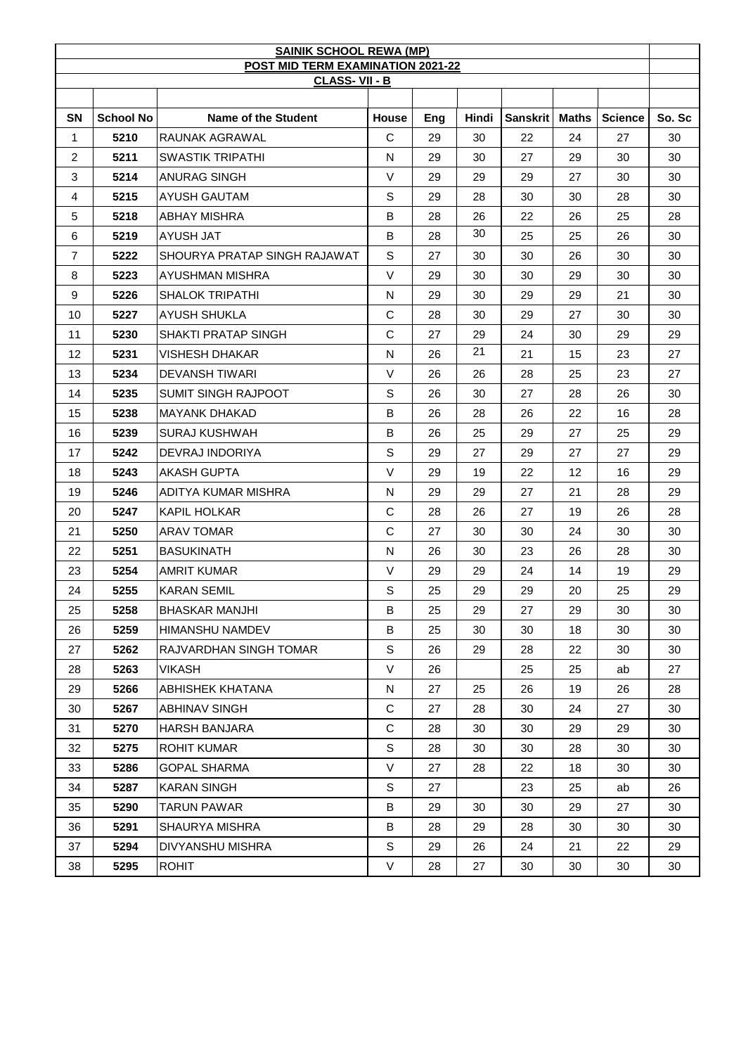**SAINIK SCHOOL REWA (MP)**

**POST MID TERM EXAMINATION 2021-22**

**CLASS- VII - B**

| SN | School No | Name of the Student | House | Eng | Hindi | Sanskrit | Maths | Science | So. Sc |
|---|---|---|---|---|---|---|---|---|---|
| 1 | 5210 | RAUNAK AGRAWAL | C | 29 | 30 | 22 | 24 | 27 | 30 |
| 2 | 5211 | SWASTIK TRIPATHI | N | 29 | 30 | 27 | 29 | 30 | 30 |
| 3 | 5214 | ANURAG SINGH | V | 29 | 29 | 29 | 27 | 30 | 30 |
| 4 | 5215 | AYUSH GAUTAM | S | 29 | 28 | 30 | 30 | 28 | 30 |
| 5 | 5218 | ABHAY MISHRA | B | 28 | 26 | 22 | 26 | 25 | 28 |
| 6 | 5219 | AYUSH JAT | B | 28 | 30 | 25 | 25 | 26 | 30 |
| 7 | 5222 | SHOURYA PRATAP SINGH RAJAWAT | S | 27 | 30 | 30 | 26 | 30 | 30 |
| 8 | 5223 | AYUSHMAN MISHRA | V | 29 | 30 | 30 | 29 | 30 | 30 |
| 9 | 5226 | SHALOK TRIPATHI | N | 29 | 30 | 29 | 29 | 21 | 30 |
| 10 | 5227 | AYUSH SHUKLA | C | 28 | 30 | 29 | 27 | 30 | 30 |
| 11 | 5230 | SHAKTI PRATAP SINGH | C | 27 | 29 | 24 | 30 | 29 | 29 |
| 12 | 5231 | VISHESH DHAKAR | N | 26 | 21 | 21 | 15 | 23 | 27 |
| 13 | 5234 | DEVANSH TIWARI | V | 26 | 26 | 28 | 25 | 23 | 27 |
| 14 | 5235 | SUMIT SINGH RAJPOOT | S | 26 | 30 | 27 | 28 | 26 | 30 |
| 15 | 5238 | MAYANK DHAKAD | B | 26 | 28 | 26 | 22 | 16 | 28 |
| 16 | 5239 | SURAJ KUSHWAH | B | 26 | 25 | 29 | 27 | 25 | 29 |
| 17 | 5242 | DEVRAJ INDORIYA | S | 29 | 27 | 29 | 27 | 27 | 29 |
| 18 | 5243 | AKASH GUPTA | V | 29 | 19 | 22 | 12 | 16 | 29 |
| 19 | 5246 | ADITYA KUMAR MISHRA | N | 29 | 29 | 27 | 21 | 28 | 29 |
| 20 | 5247 | KAPIL HOLKAR | C | 28 | 26 | 27 | 19 | 26 | 28 |
| 21 | 5250 | ARAV TOMAR | C | 27 | 30 | 30 | 24 | 30 | 30 |
| 22 | 5251 | BASUKINATH | N | 26 | 30 | 23 | 26 | 28 | 30 |
| 23 | 5254 | AMRIT KUMAR | V | 29 | 29 | 24 | 14 | 19 | 29 |
| 24 | 5255 | KARAN SEMIL | S | 25 | 29 | 29 | 20 | 25 | 29 |
| 25 | 5258 | BHASKAR MANJHI | B | 25 | 29 | 27 | 29 | 30 | 30 |
| 26 | 5259 | HIMANSHU NAMDEV | B | 25 | 30 | 30 | 18 | 30 | 30 |
| 27 | 5262 | RAJVARDHAN SINGH TOMAR | S | 26 | 29 | 28 | 22 | 30 | 30 |
| 28 | 5263 | VIKASH | V | 26 | | 25 | 25 | ab | 27 |
| 29 | 5266 | ABHISHEK KHATANA | N | 27 | 25 | 26 | 19 | 26 | 28 |
| 30 | 5267 | ABHINAV SINGH | C | 27 | 28 | 30 | 24 | 27 | 30 |
| 31 | 5270 | HARSH BANJARA | C | 28 | 30 | 30 | 29 | 29 | 30 |
| 32 | 5275 | ROHIT KUMAR | S | 28 | 30 | 30 | 28 | 30 | 30 |
| 33 | 5286 | GOPAL SHARMA | V | 27 | 28 | 22 | 18 | 30 | 30 |
| 34 | 5287 | KARAN SINGH | S | 27 | | 23 | 25 | ab | 26 |
| 35 | 5290 | TARUN PAWAR | B | 29 | 30 | 30 | 29 | 27 | 30 |
| 36 | 5291 | SHAURYA MISHRA | B | 28 | 29 | 28 | 30 | 30 | 30 |
| 37 | 5294 | DIVYANSHU MISHRA | S | 29 | 26 | 24 | 21 | 22 | 29 |
| 38 | 5295 | ROHIT | V | 28 | 27 | 30 | 30 | 30 | 30 |